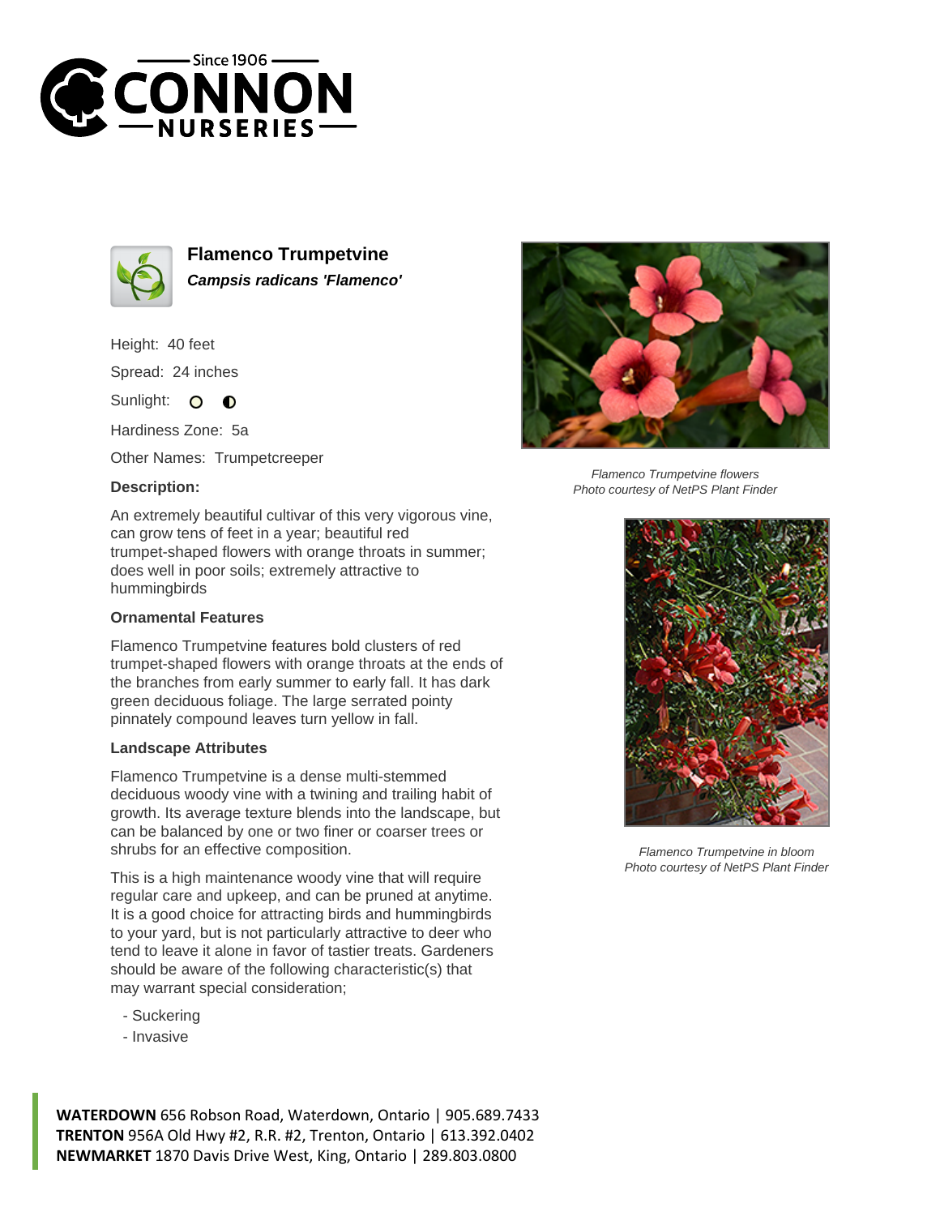# Flamenco Trumpetvine

***Campsis radicans 'Flamenco'***

Height: 40 feet

Spread: 24 inches

Sunlight:

Hardiness Zone: 5a

Other Names: Trumpetcreeper

### Description:

An extremely beautiful cultivar of this very vigorous vine, can grow tens of feet in a year; beautiful red trumpet-shaped flowers with orange throats in summer; does well in poor soils; extremely attractive to hummingbirds

### Ornamental Features

Flamenco Trumpetvine features bold clusters of red trumpet-shaped flowers with orange throats at the ends of the branches from early summer to early fall. It has dark green deciduous foliage. The large serrated pointy pinnately compound leaves turn yellow in fall.

### Landscape Attributes

Flamenco Trumpetvine is a dense multi-stemmed deciduous woody vine with a twining and trailing habit of growth. Its average texture blends into the landscape, but can be balanced by one or two finer or coarser trees or shrubs for an effective composition.

This is a high maintenance woody vine that will require regular care and upkeep, and can be pruned at anytime. It is a good choice for attracting birds and hummingbirds to your yard, but is not particularly attractive to deer who tend to leave it alone in favor of tastier treats. Gardeners should be aware of the following characteristic(s) that may warrant special consideration;

- Suckering
- Invasive

*Flamenco Trumpetvine flowers*
*Photo courtesy of NetPS Plant Finder*

*Flamenco Trumpetvine in bloom*
*Photo courtesy of NetPS Plant Finder*

**WATERDOWN** 656 Robson Road, Waterdown, Ontario | 905.689.7433
**TRENTON** 956A Old Hwy #2, R.R. #2, Trenton, Ontario | 613.392.0402
**NEWMARKET** 1870 Davis Drive West, King, Ontario | 289.803.0800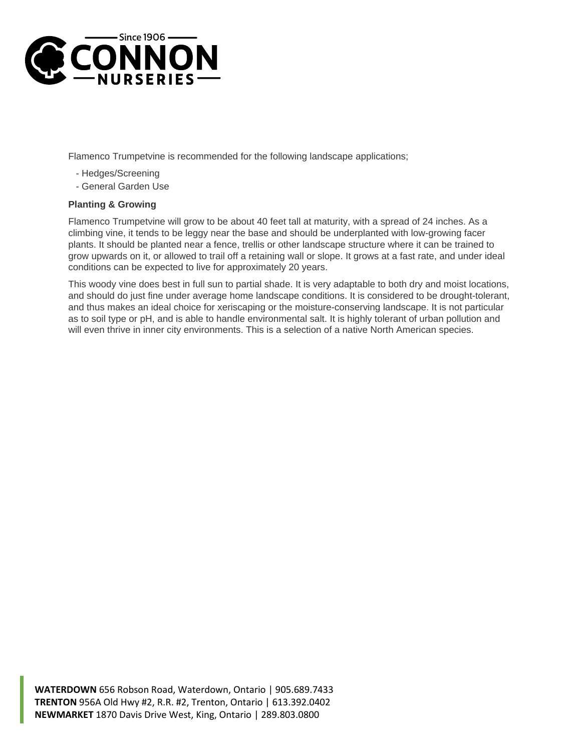Flamenco Trumpetvine is recommended for the following landscape applications;

- Hedges/Screening
- General Garden Use

**Planting & Growing**

Flamenco Trumpetvine will grow to be about 40 feet tall at maturity, with a spread of 24 inches. As a climbing vine, it tends to be leggy near the base and should be underplanted with low-growing facer plants. It should be planted near a fence, trellis or other landscape structure where it can be trained to grow upwards on it, or allowed to trail off a retaining wall or slope. It grows at a fast rate, and under ideal conditions can be expected to live for approximately 20 years.

This woody vine does best in full sun to partial shade. It is very adaptable to both dry and moist locations, and should do just fine under average home landscape conditions. It is considered to be drought-tolerant, and thus makes an ideal choice for xeriscaping or the moisture-conserving landscape. It is not particular as to soil type or pH, and is able to handle environmental salt. It is highly tolerant of urban pollution and will even thrive in inner city environments. This is a selection of a native North American species.